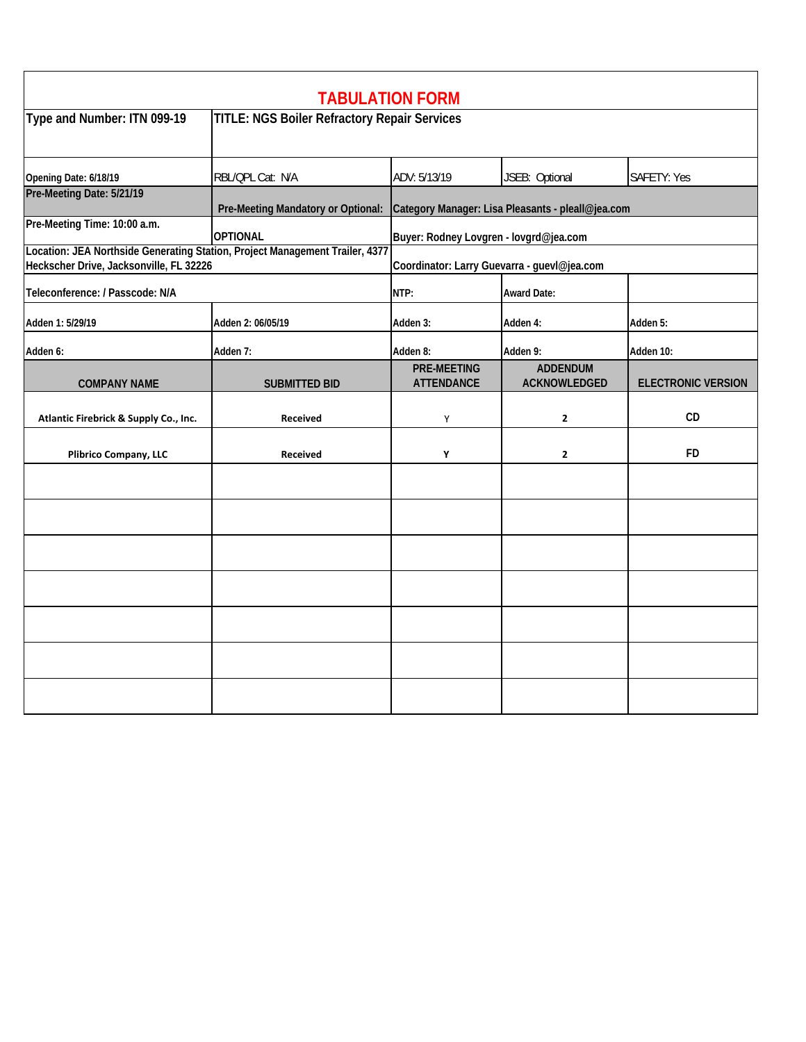# TABULATION FORM

| Type and Number: ITN 099-19 | TITLE: NGS Boiler Refractory Repair Services | | | |
|---|---|---|---|---|
| Opening Date: 6/18/19 | RBL/QPL Cat: N/A | ADV: 5/13/19 | JSEB: Optional | SAFETY: Yes |
| Pre-Meeting Date: 5/21/19 | Pre-Meeting Mandatory or Optional: | Category Manager: Lisa Pleasants - pleall@jea.com | | |
| Pre-Meeting Time: 10:00 a.m. | OPTIONAL | Buyer: Rodney Lovgren - lovgrd@jea.com | | |
| Location: JEA Northside Generating Station, Project Management Trailer, 4377 Heckscher Drive, Jacksonville, FL 32226 | | Coordinator: Larry Guevarra - guevl@jea.com | | |
| Teleconference: / Passcode: N/A | | NTP: | Award Date: | |
| Adden 1: 5/29/19 | Adden 2: 06/05/19 | Adden 3: | Adden 4: | Adden 5: |
| Adden 6: | Adden 7: | Adden 8: | Adden 9: | Adden 10: |
| **COMPANY NAME** | **SUBMITTED BID** | **PRE-MEETING ATTENDANCE** | **ADDENDUM ACKNOWLEDGED** | **ELECTRONIC VERSION** |
| Atlantic Firebrick & Supply Co., Inc. | Received | Y | 2 | CD |
| Plibrico Company, LLC | Received | Y | 2 | FD |
| | | | | |
| | | | | |
| | | | | |
| | | | | |
| | | | | |
| | | | | |
| | | | | |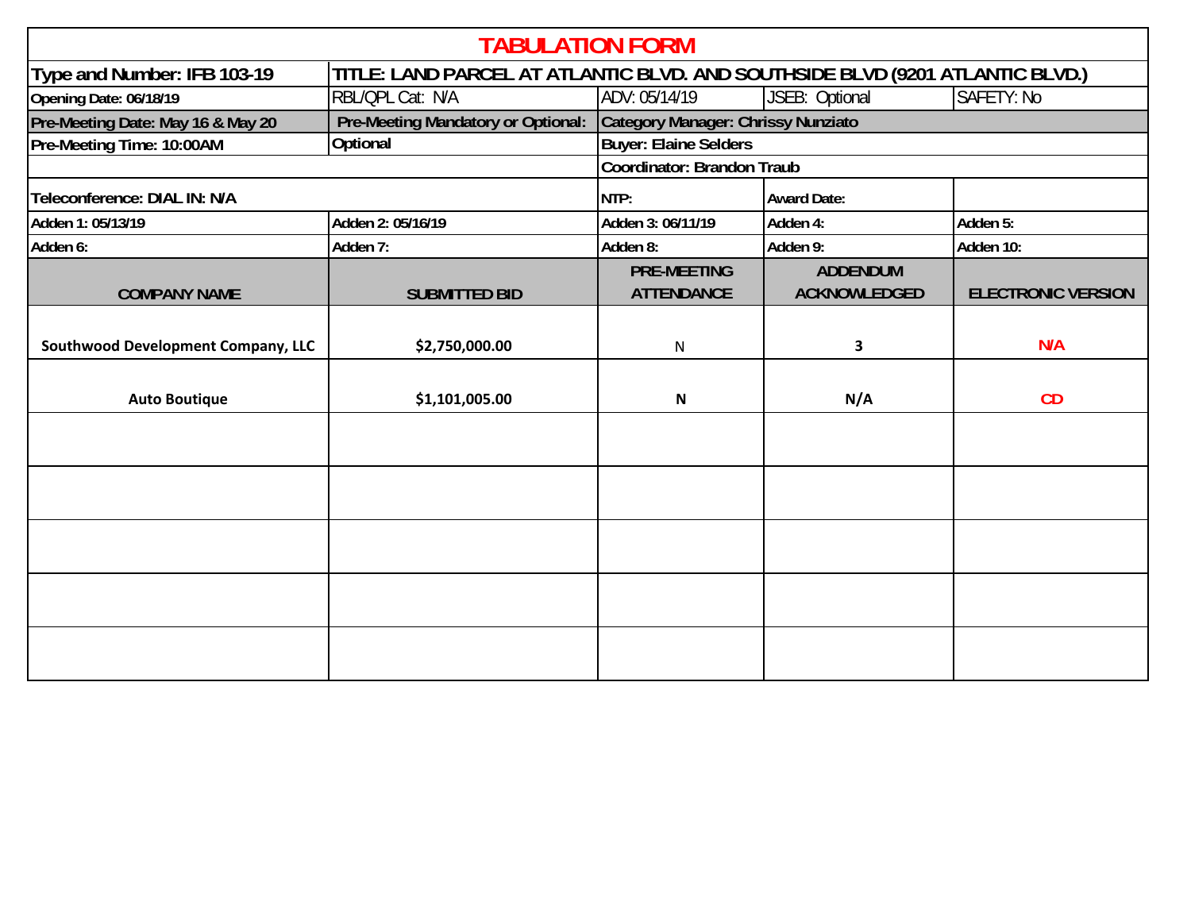# TABULATION FORM

| Type and Number: IFB 103-19 | TITLE: LAND PARCEL AT ATLANTIC BLVD. AND SOUTHSIDE BLVD (9201 ATLANTIC BLVD.) | | | |
|---|---|---|---|---|
| Opening Date: 06/18/19 | RBL/QPL Cat: N/A | ADV: 05/14/19 | JSEB: Optional | SAFETY: No |
| Pre-Meeting Date: May 16 & May 20 | Pre-Meeting Mandatory or Optional: | Category Manager: Chrissy Nunziato | | |
| Pre-Meeting Time: 10:00AM | Optional | Buyer: Elaine Selders | | |
| | | Coordinator: Brandon Traub | | |
| Teleconference: DIAL IN: N/A | | NTP: | Award Date: | |
| Adden 1: 05/13/19 | Adden 2: 05/16/19 | Adden 3: 06/11/19 | Adden 4: | Adden 5: |
| Adden 6: | Adden 7: | Adden 8: | Adden 9: | Adden 10: |

| COMPANY NAME | SUBMITTED BID | PRE-MEETING ATTENDANCE | ADDENDUM ACKNOWLEDGED | ELECTRONIC VERSION |
|---|---|---|---|---|
| Southwood Development Company, LLC | $2,750,000.00 | N | 3 | N/A |
| Auto Boutique | $1,101,005.00 | N | N/A | CD |
| | | | | |
| | | | | |
| | | | | |
| | | | | |
| | | | | |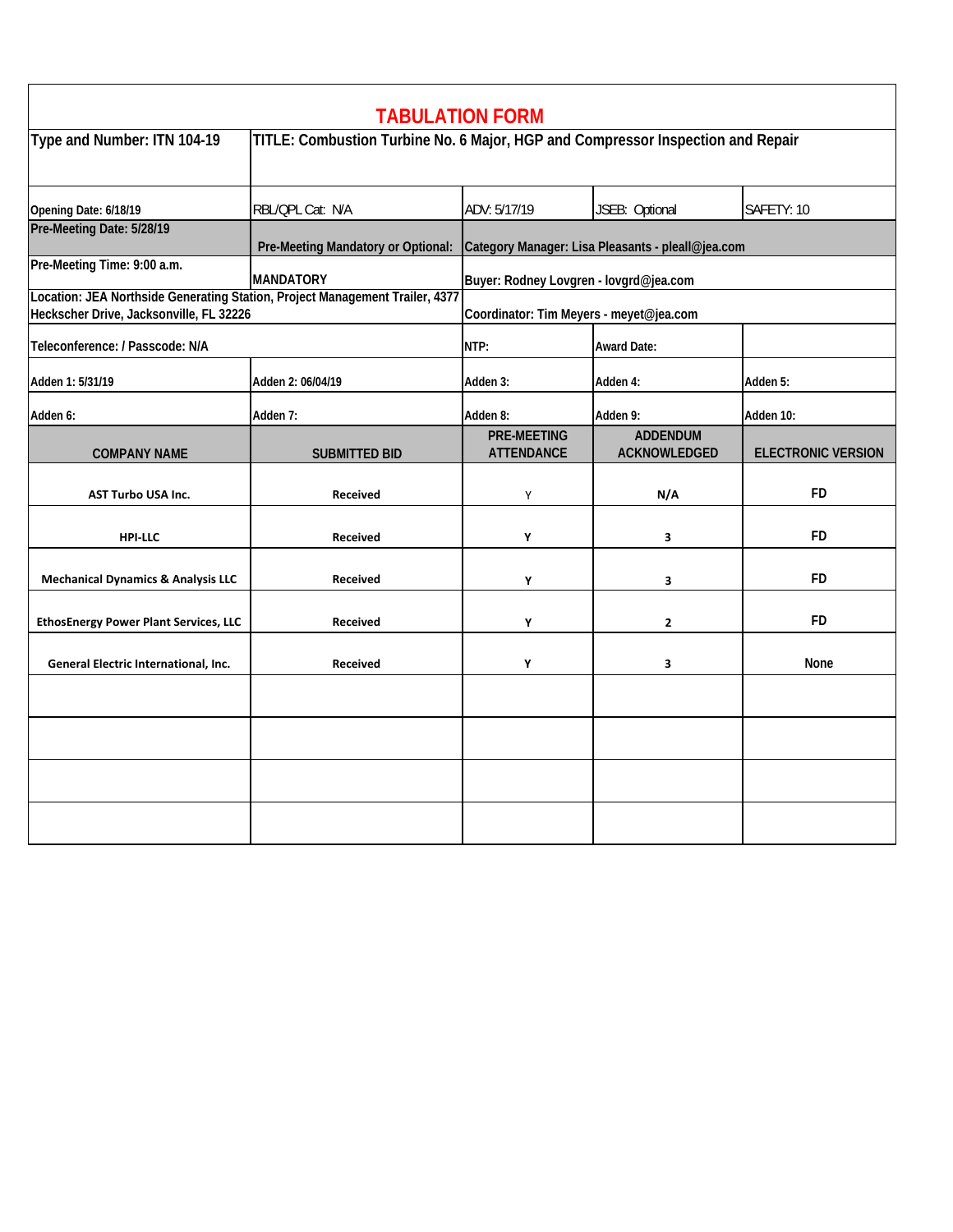# TABULATION FORM

| Type and Number: ITN 104-19 | TITLE: Combustion Turbine No. 6 Major, HGP and Compressor Inspection and Repair | | | |
|---|---|---|---|---|
| Opening Date: 6/18/19 | RBL/QPL Cat: N/A | ADV: 5/17/19 | JSEB: Optional | SAFETY: 10 |
| Pre-Meeting Date: 5/28/19 | Pre-Meeting Mandatory or Optional: | Category Manager: Lisa Pleasants - pleall@jea.com | | |
| Pre-Meeting Time: 9:00 a.m. | MANDATORY | Buyer: Rodney Lovgren - lovgrd@jea.com | | |
| Location: JEA Northside Generating Station, Project Management Trailer, 4377 Heckscher Drive, Jacksonville, FL 32226 | | Coordinator: Tim Meyers - meyet@jea.com | | |
| Teleconference: / Passcode: N/A | | NTP: | Award Date: | |
| Adden 1: 5/31/19 | Adden 2: 06/04/19 | Adden 3: | Adden 4: | Adden 5: |
| Adden 6: | Adden 7: | Adden 8: | Adden 9: | Adden 10: |
| **COMPANY NAME** | **SUBMITTED BID** | **PRE-MEETING ATTENDANCE** | **ADDENDUM ACKNOWLEDGED** | **ELECTRONIC VERSION** |
| AST Turbo USA Inc. | Received | Y | N/A | FD |
| HPI-LLC | Received | Y | 3 | FD |
| Mechanical Dynamics & Analysis LLC | Received | Y | 3 | FD |
| EthosEnergy Power Plant Services, LLC | Received | Y | 2 | FD |
| General Electric International, Inc. | Received | Y | 3 | None |
| | | | | |
| | | | | |
| | | | | |
| | | | | |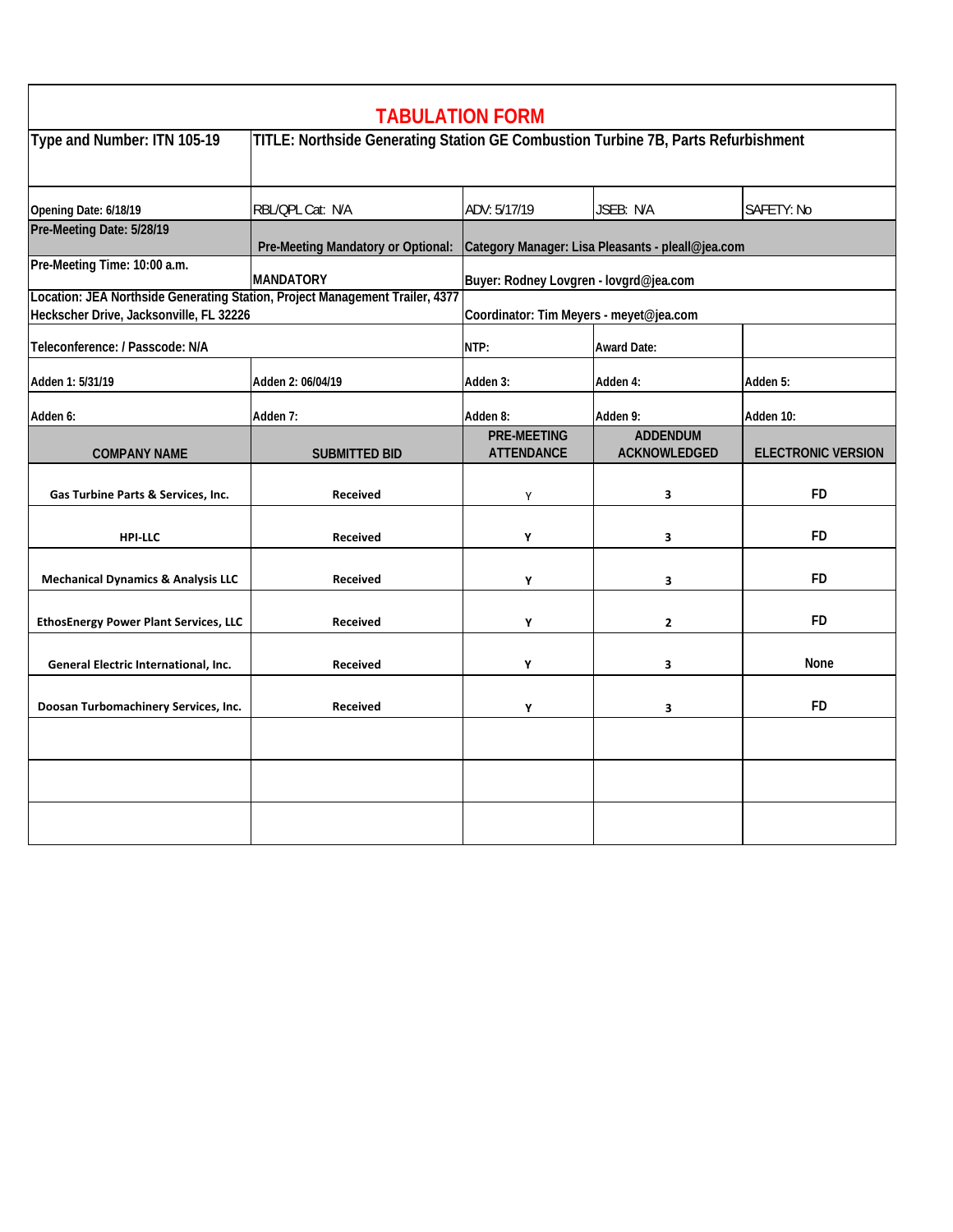# TABULATION FORM

| | | | | |
|---|---|---|---|---|
| **Type and Number: ITN 105-19** | **TITLE: Northside Generating Station GE Combustion Turbine 7B, Parts Refurbishment** | | | |
| **Opening Date: 6/18/19** | RBL/QPL Cat: N/A | ADV: 5/17/19 | JSEB: N/A | SAFETY: No |
| **Pre-Meeting Date: 5/28/19** | **Pre-Meeting Mandatory or Optional:** | **Category Manager: Lisa Pleasants - pleall@jea.com** | | |
| **Pre-Meeting Time: 10:00 a.m.** | **MANDATORY** | **Buyer: Rodney Lovgren - lovgrd@jea.com** | | |
| **Location: JEA Northside Generating Station, Project Management Trailer, 4377 Heckscher Drive, Jacksonville, FL 32226** | | **Coordinator: Tim Meyers - meyet@jea.com** | | |
| **Teleconference: / Passcode: N/A** | | **NTP:** | **Award Date:** | |
| **Adden 1: 5/31/19** | **Adden 2: 06/04/19** | **Adden 3:** | **Adden 4:** | **Adden 5:** |
| **Adden 6:** | **Adden 7:** | **Adden 8:** | **Adden 9:** | **Adden 10:** |
| **COMPANY NAME** | **SUBMITTED BID** | **PRE-MEETING ATTENDANCE** | **ADDENDUM ACKNOWLEDGED** | **ELECTRONIC VERSION** |
| Gas Turbine Parts & Services, Inc. | Received | Y | 3 | FD |
| HPI-LLC | Received | Y | 3 | FD |
| Mechanical Dynamics & Analysis LLC | Received | Y | 3 | FD |
| EthosEnergy Power Plant Services, LLC | Received | Y | 2 | FD |
| General Electric International, Inc. | Received | Y | 3 | None |
| Doosan Turbomachinery Services, Inc. | Received | Y | 3 | FD |
| | | | | |
| | | | | |
| | | | | |